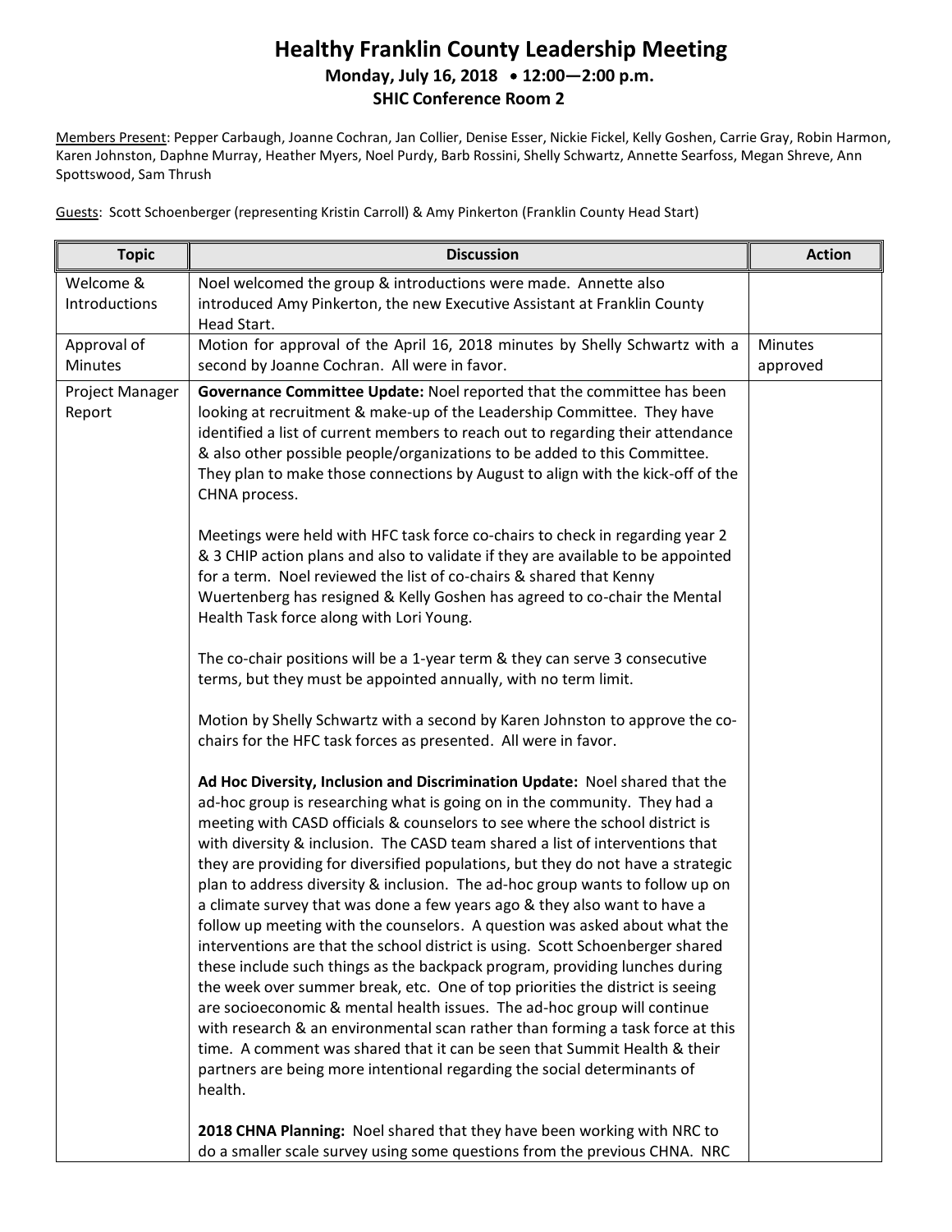# Healthy Franklin County Leadership Meeting

**Monday, July 16, 2018 • 12:00—2:00 p.m.**

**SHIC Conference Room 2**

Members Present: Pepper Carbaugh, Joanne Cochran, Jan Collier, Denise Esser, Nickie Fickel, Kelly Goshen, Carrie Gray, Robin Harmon, Karen Johnston, Daphne Murray, Heather Myers, Noel Purdy, Barb Rossini, Shelly Schwartz, Annette Searfoss, Megan Shreve, Ann Spottswood, Sam Thrush

Guests: Scott Schoenberger (representing Kristin Carroll) & Amy Pinkerton (Franklin County Head Start)

| Topic | Discussion | Action |
|---|---|---|
| Welcome & Introductions | Noel welcomed the group & introductions were made. Annette also introduced Amy Pinkerton, the new Executive Assistant at Franklin County Head Start. | |
| Approval of Minutes | Motion for approval of the April 16, 2018 minutes by Shelly Schwartz with a second by Joanne Cochran. All were in favor. | Minutes approved |
| Project Manager Report | **Governance Committee Update:** Noel reported that the committee has been looking at recruitment & make-up of the Leadership Committee. They have identified a list of current members to reach out to regarding their attendance & also other possible people/organizations to be added to this Committee. They plan to make those connections by August to align with the kick-off of the CHNA process.<br><br>Meetings were held with HFC task force co-chairs to check in regarding year 2 & 3 CHIP action plans and also to validate if they are available to be appointed for a term. Noel reviewed the list of co-chairs & shared that Kenny Wuertenberg has resigned & Kelly Goshen has agreed to co-chair the Mental Health Task force along with Lori Young.<br><br>The co-chair positions will be a 1-year term & they can serve 3 consecutive terms, but they must be appointed annually, with no term limit.<br><br>Motion by Shelly Schwartz with a second by Karen Johnston to approve the co-chairs for the HFC task forces as presented. All were in favor.<br><br>**Ad Hoc Diversity, Inclusion and Discrimination Update:** Noel shared that the ad-hoc group is researching what is going on in the community. They had a meeting with CASD officials & counselors to see where the school district is with diversity & inclusion. The CASD team shared a list of interventions that they are providing for diversified populations, but they do not have a strategic plan to address diversity & inclusion. The ad-hoc group wants to follow up on a climate survey that was done a few years ago & they also want to have a follow up meeting with the counselors. A question was asked about what the interventions are that the school district is using. Scott Schoenberger shared these include such things as the backpack program, providing lunches during the week over summer break, etc. One of top priorities the district is seeing are socioeconomic & mental health issues. The ad-hoc group will continue with research & an environmental scan rather than forming a task force at this time. A comment was shared that it can be seen that Summit Health & their partners are being more intentional regarding the social determinants of health.<br><br>**2018 CHNA Planning:** Noel shared that they have been working with NRC to do a smaller scale survey using some questions from the previous CHNA. NRC | |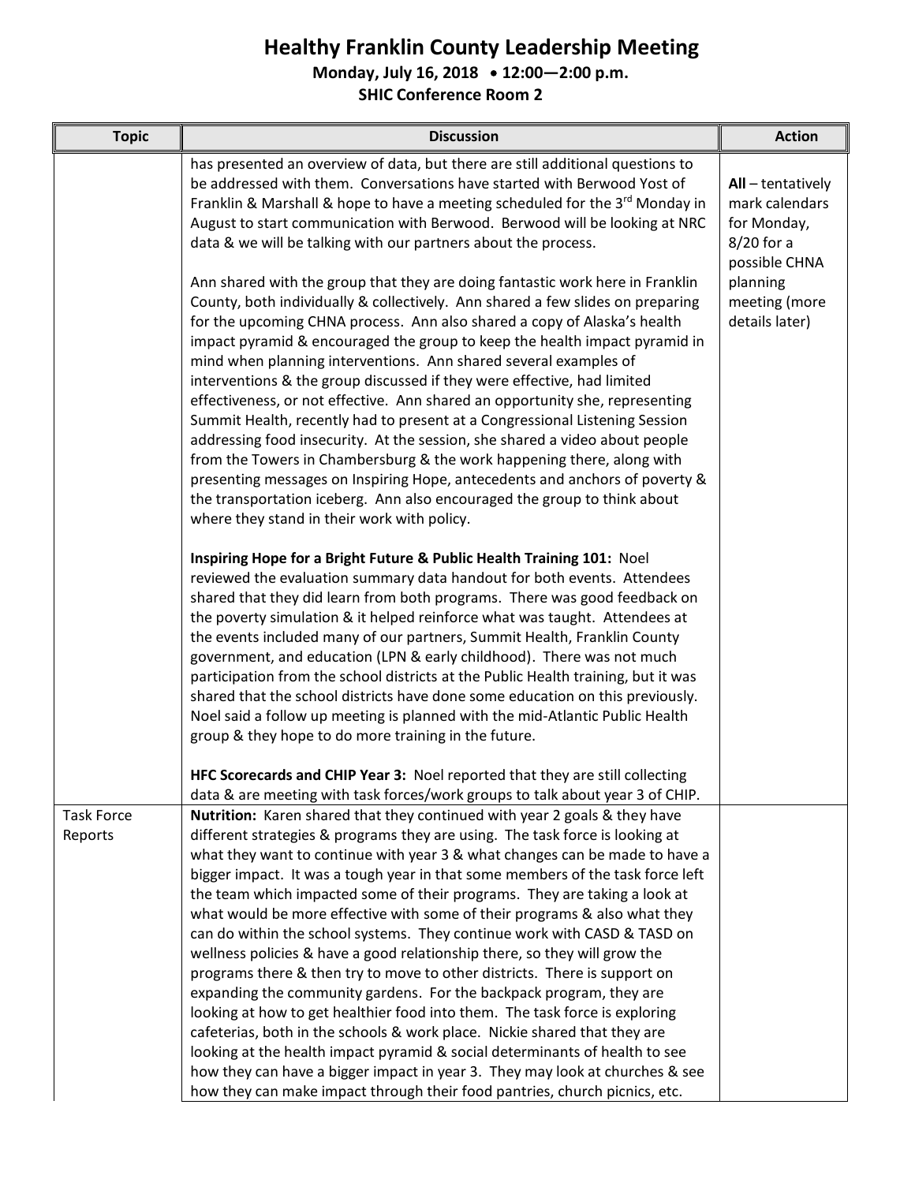# Healthy Franklin County Leadership Meeting

**Monday, July 16, 2018 • 12:00—2:00 p.m.**

**SHIC Conference Room 2**

| Topic | Discussion | Action |
|---|---|---|
| | has presented an overview of data, but there are still additional questions to be addressed with them. Conversations have started with Berwood Yost of Franklin & Marshall & hope to have a meeting scheduled for the 3rd Monday in August to start communication with Berwood. Berwood will be looking at NRC data & we will be talking with our partners about the process.<br><br>Ann shared with the group that they are doing fantastic work here in Franklin County, both individually & collectively. Ann shared a few slides on preparing for the upcoming CHNA process. Ann also shared a copy of Alaska's health impact pyramid & encouraged the group to keep the health impact pyramid in mind when planning interventions. Ann shared several examples of interventions & the group discussed if they were effective, had limited effectiveness, or not effective. Ann shared an opportunity she, representing Summit Health, recently had to present at a Congressional Listening Session addressing food insecurity. At the session, she shared a video about people from the Towers in Chambersburg & the work happening there, along with presenting messages on Inspiring Hope, antecedents and anchors of poverty & the transportation iceberg. Ann also encouraged the group to think about where they stand in their work with policy.<br><br>**Inspiring Hope for a Bright Future & Public Health Training 101:** Noel reviewed the evaluation summary data handout for both events. Attendees shared that they did learn from both programs. There was good feedback on the poverty simulation & it helped reinforce what was taught. Attendees at the events included many of our partners, Summit Health, Franklin County government, and education (LPN & early childhood). There was not much participation from the school districts at the Public Health training, but it was shared that the school districts have done some education on this previously. Noel said a follow up meeting is planned with the mid-Atlantic Public Health group & they hope to do more training in the future.<br><br>**HFC Scorecards and CHIP Year 3:** Noel reported that they are still collecting data & are meeting with task forces/work groups to talk about year 3 of CHIP. | **All** – tentatively mark calendars for Monday, 8/20 for a possible CHNA planning meeting (more details later) |
| Task Force Reports | **Nutrition:** Karen shared that they continued with year 2 goals & they have different strategies & programs they are using. The task force is looking at what they want to continue with year 3 & what changes can be made to have a bigger impact. It was a tough year in that some members of the task force left the team which impacted some of their programs. They are taking a look at what would be more effective with some of their programs & also what they can do within the school systems. They continue work with CASD & TASD on wellness policies & have a good relationship there, so they will grow the programs there & then try to move to other districts. There is support on expanding the community gardens. For the backpack program, they are looking at how to get healthier food into them. The task force is exploring cafeterias, both in the schools & work place. Nickie shared that they are looking at the health impact pyramid & social determinants of health to see how they can have a bigger impact in year 3. They may look at churches & see how they can make impact through their food pantries, church picnics, etc. | |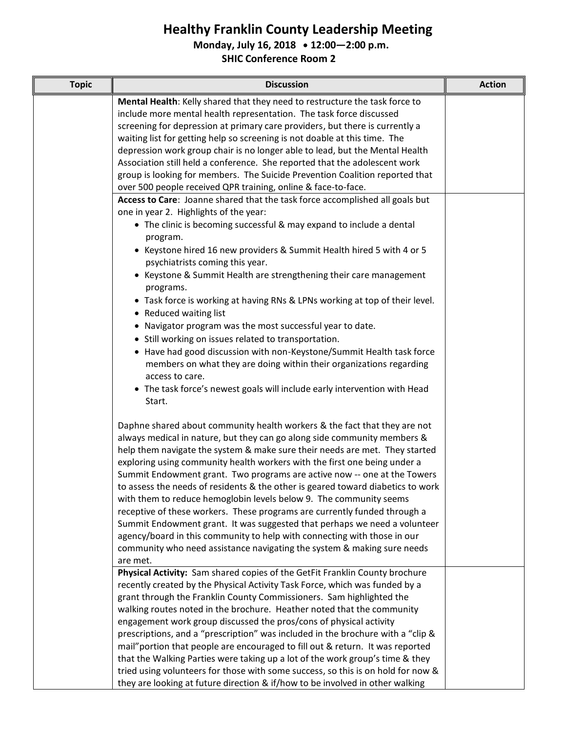# Healthy Franklin County Leadership Meeting

**Monday, July 16, 2018 • 12:00—2:00 p.m.**

**SHIC Conference Room 2**

| Topic | Discussion | Action |
|---|---|---|
| | **Mental Health**: Kelly shared that they need to restructure the task force to include more mental health representation. The task force discussed screening for depression at primary care providers, but there is currently a waiting list for getting help so screening is not doable at this time. The depression work group chair is no longer able to lead, but the Mental Health Association still held a conference. She reported that the adolescent work group is looking for members. The Suicide Prevention Coalition reported that over 500 people received QPR training, online & face-to-face. | |
| | **Access to Care**: Joanne shared that the task force accomplished all goals but one in year 2. Highlights of the year:<br>• The clinic is becoming successful & may expand to include a dental program.<br>• Keystone hired 16 new providers & Summit Health hired 5 with 4 or 5 psychiatrists coming this year.<br>• Keystone & Summit Health are strengthening their care management programs.<br>• Task force is working at having RNs & LPNs working at top of their level.<br>• Reduced waiting list<br>• Navigator program was the most successful year to date.<br>• Still working on issues related to transportation.<br>• Have had good discussion with non-Keystone/Summit Health task force members on what they are doing within their organizations regarding access to care.<br>• The task force's newest goals will include early intervention with Head Start.<br><br>Daphne shared about community health workers & the fact that they are not always medical in nature, but they can go along side community members & help them navigate the system & make sure their needs are met. They started exploring using community health workers with the first one being under a Summit Endowment grant. Two programs are active now -- one at the Towers to assess the needs of residents & the other is geared toward diabetics to work with them to reduce hemoglobin levels below 9. The community seems receptive of these workers. These programs are currently funded through a Summit Endowment grant. It was suggested that perhaps we need a volunteer agency/board in this community to help with connecting with those in our community who need assistance navigating the system & making sure needs are met. | |
| | **Physical Activity:** Sam shared copies of the GetFit Franklin County brochure recently created by the Physical Activity Task Force, which was funded by a grant through the Franklin County Commissioners. Sam highlighted the walking routes noted in the brochure. Heather noted that the community engagement work group discussed the pros/cons of physical activity prescriptions, and a "prescription" was included in the brochure with a "clip & mail"portion that people are encouraged to fill out & return. It was reported that the Walking Parties were taking up a lot of the work group's time & they tried using volunteers for those with some success, so this is on hold for now & they are looking at future direction & if/how to be involved in other walking | |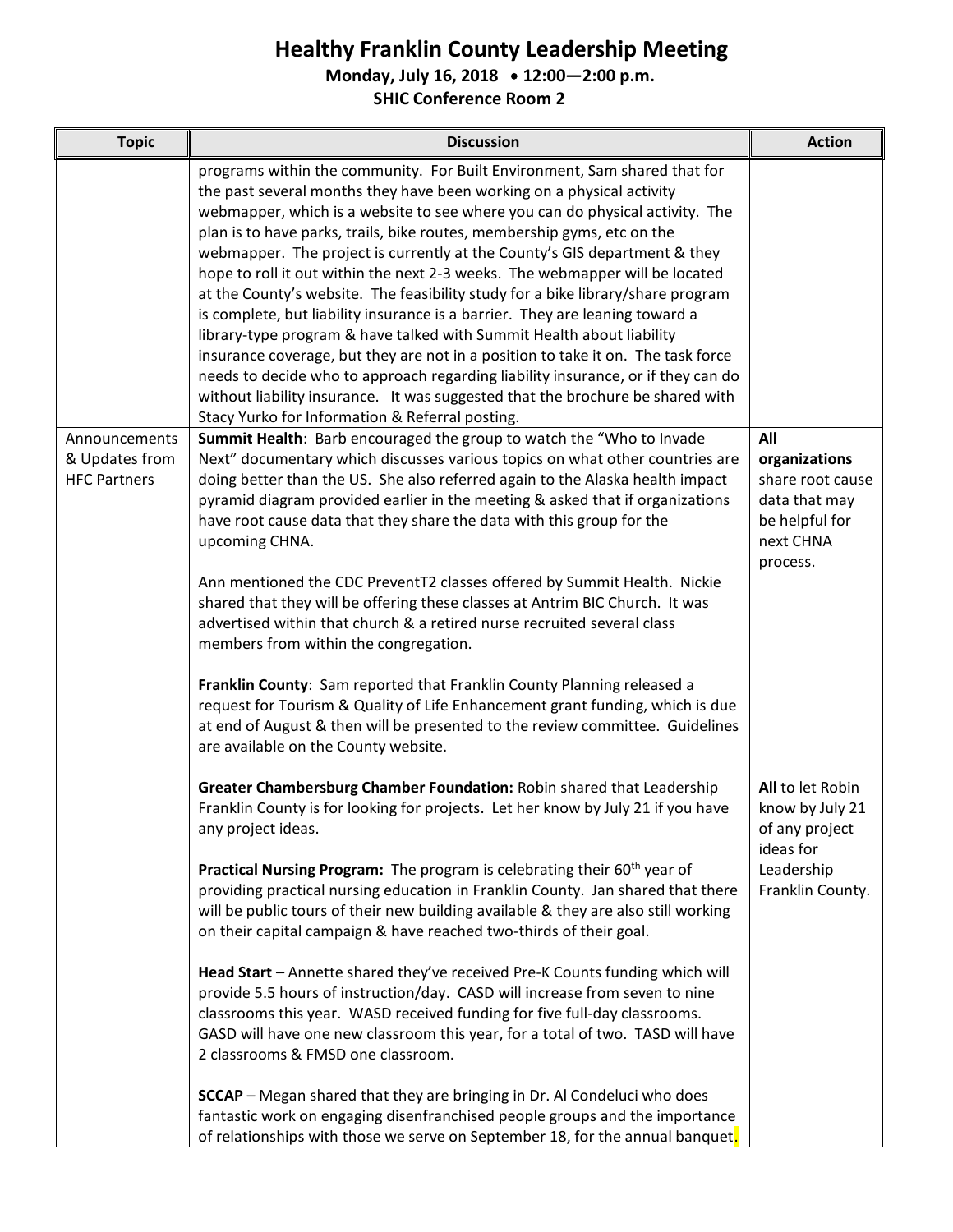# Healthy Franklin County Leadership Meeting

**Monday, July 16, 2018 • 12:00—2:00 p.m.**

**SHIC Conference Room 2**

| Topic | Discussion | Action |
|---|---|---|
| | programs within the community. For Built Environment, Sam shared that for the past several months they have been working on a physical activity webmapper, which is a website to see where you can do physical activity. The plan is to have parks, trails, bike routes, membership gyms, etc on the webmapper. The project is currently at the County's GIS department & they hope to roll it out within the next 2-3 weeks. The webmapper will be located at the County's website. The feasibility study for a bike library/share program is complete, but liability insurance is a barrier. They are leaning toward a library-type program & have talked with Summit Health about liability insurance coverage, but they are not in a position to take it on. The task force needs to decide who to approach regarding liability insurance, or if they can do without liability insurance. It was suggested that the brochure be shared with Stacy Yurko for Information & Referral posting. | |
| Announcements & Updates from HFC Partners | **Summit Health**: Barb encouraged the group to watch the "Who to Invade Next" documentary which discusses various topics on what other countries are doing better than the US. She also referred again to the Alaska health impact pyramid diagram provided earlier in the meeting & asked that if organizations have root cause data that they share the data with this group for the upcoming CHNA.<br><br>Ann mentioned the CDC PreventT2 classes offered by Summit Health. Nickie shared that they will be offering these classes at Antrim BIC Church. It was advertised within that church & a retired nurse recruited several class members from within the congregation.<br><br>**Franklin County**: Sam reported that Franklin County Planning released a request for Tourism & Quality of Life Enhancement grant funding, which is due at end of August & then will be presented to the review committee. Guidelines are available on the County website.<br><br>**Greater Chambersburg Chamber Foundation:** Robin shared that Leadership Franklin County is for looking for projects. Let her know by July 21 if you have any project ideas.<br><br>**Practical Nursing Program:** The program is celebrating their 60th year of providing practical nursing education in Franklin County. Jan shared that there will be public tours of their new building available & they are also still working on their capital campaign & have reached two-thirds of their goal.<br><br>**Head Start** – Annette shared they've received Pre-K Counts funding which will provide 5.5 hours of instruction/day. CASD will increase from seven to nine classrooms this year. WASD received funding for five full-day classrooms. GASD will have one new classroom this year, for a total of two. TASD will have 2 classrooms & FMSD one classroom.<br><br>**SCCAP** – Megan shared that they are bringing in Dr. Al Condeluci who does fantastic work on engaging disenfranchised people groups and the importance of relationships with those we serve on September 18, for the annual banquet. | **All organizations** share root cause data that may be helpful for next CHNA process.<br><br>**All** to let Robin know by July 21 of any project ideas for Leadership Franklin County. |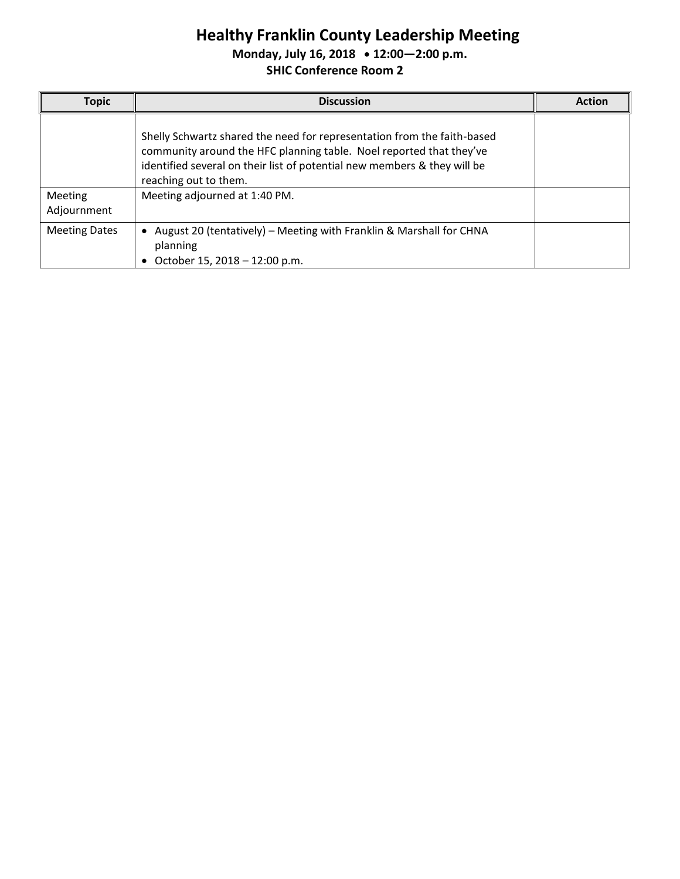# Healthy Franklin County Leadership Meeting

**Monday, July 16, 2018 • 12:00—2:00 p.m.**

**SHIC Conference Room 2**

| Topic | Discussion | Action |
|---|---|---|
| | Shelly Schwartz shared the need for representation from the faith-based community around the HFC planning table. Noel reported that they've identified several on their list of potential new members & they will be reaching out to them. | |
| Meeting Adjournment | Meeting adjourned at 1:40 PM. | |
| Meeting Dates | • August 20 (tentatively) – Meeting with Franklin & Marshall for CHNA planning<br>• October 15, 2018 – 12:00 p.m. | |